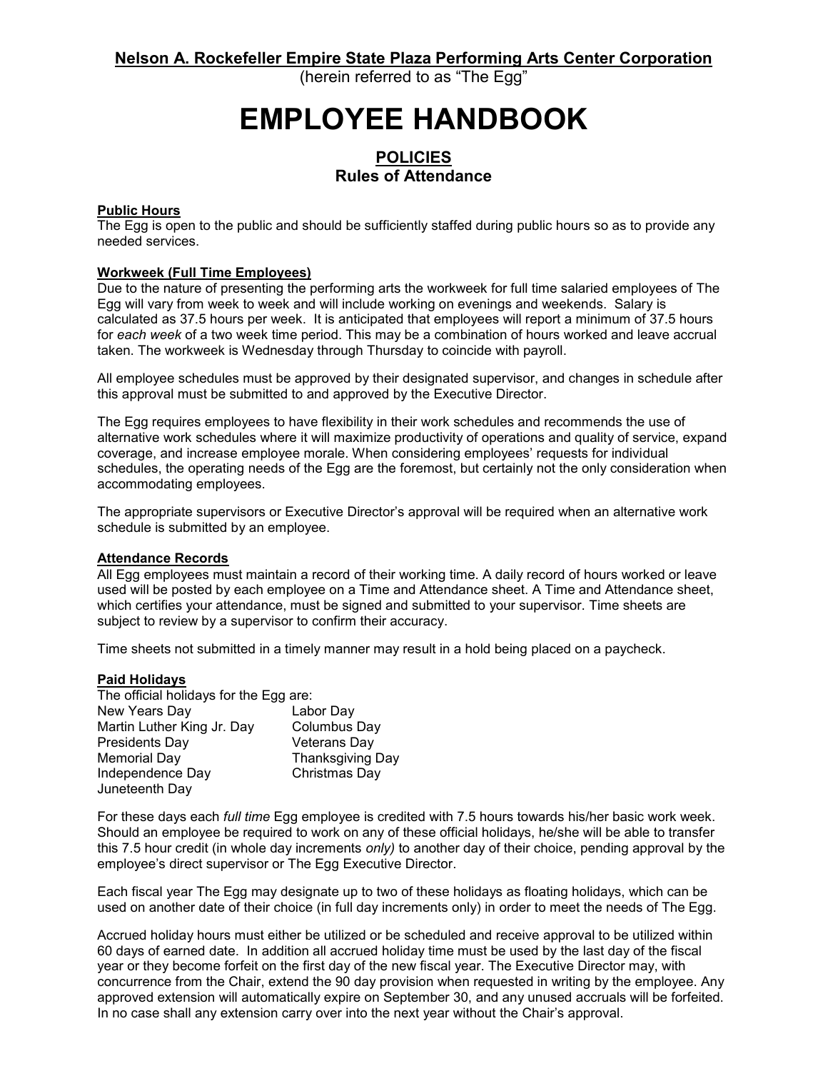**Nelson A. Rockefeller Empire State Plaza Performing Arts Center Corporation**

(herein referred to as "The Egg"

# EMPLOYEE HANDBOOK

## POLICIES
### Rules of Attendance

**Public Hours**

The Egg is open to the public and should be sufficiently staffed during public hours so as to provide any needed services.

**Workweek (Full Time Employees)**

Due to the nature of presenting the performing arts the workweek for full time salaried employees of The Egg will vary from week to week and will include working on evenings and weekends. Salary is calculated as 37.5 hours per week. It is anticipated that employees will report a minimum of 37.5 hours for *each week* of a two week time period. This may be a combination of hours worked and leave accrual taken. The workweek is Wednesday through Thursday to coincide with payroll.

All employee schedules must be approved by their designated supervisor, and changes in schedule after this approval must be submitted to and approved by the Executive Director.

The Egg requires employees to have flexibility in their work schedules and recommends the use of alternative work schedules where it will maximize productivity of operations and quality of service, expand coverage, and increase employee morale. When considering employees' requests for individual schedules, the operating needs of the Egg are the foremost, but certainly not the only consideration when accommodating employees.

The appropriate supervisors or Executive Director's approval will be required when an alternative work schedule is submitted by an employee.

**Attendance Records**

All Egg employees must maintain a record of their working time. A daily record of hours worked or leave used will be posted by each employee on a Time and Attendance sheet. A Time and Attendance sheet, which certifies your attendance, must be signed and submitted to your supervisor. Time sheets are subject to review by a supervisor to confirm their accuracy.

Time sheets not submitted in a timely manner may result in a hold being placed on a paycheck.

**Paid Holidays**

The official holidays for the Egg are:

- New Years Day
- Martin Luther King Jr. Day
- Presidents Day
- Memorial Day
- Independence Day
- Juneteenth Day
- Labor Day
- Columbus Day
- Veterans Day
- Thanksgiving Day
- Christmas Day

For these days each *full time* Egg employee is credited with 7.5 hours towards his/her basic work week. Should an employee be required to work on any of these official holidays, he/she will be able to transfer this 7.5 hour credit (in whole day increments *only)* to another day of their choice, pending approval by the employee's direct supervisor or The Egg Executive Director.

Each fiscal year The Egg may designate up to two of these holidays as floating holidays, which can be used on another date of their choice (in full day increments only) in order to meet the needs of The Egg.

Accrued holiday hours must either be utilized or be scheduled and receive approval to be utilized within 60 days of earned date. In addition all accrued holiday time must be used by the last day of the fiscal year or they become forfeit on the first day of the new fiscal year. The Executive Director may, with concurrence from the Chair, extend the 90 day provision when requested in writing by the employee. Any approved extension will automatically expire on September 30, and any unused accruals will be forfeited. In no case shall any extension carry over into the next year without the Chair's approval.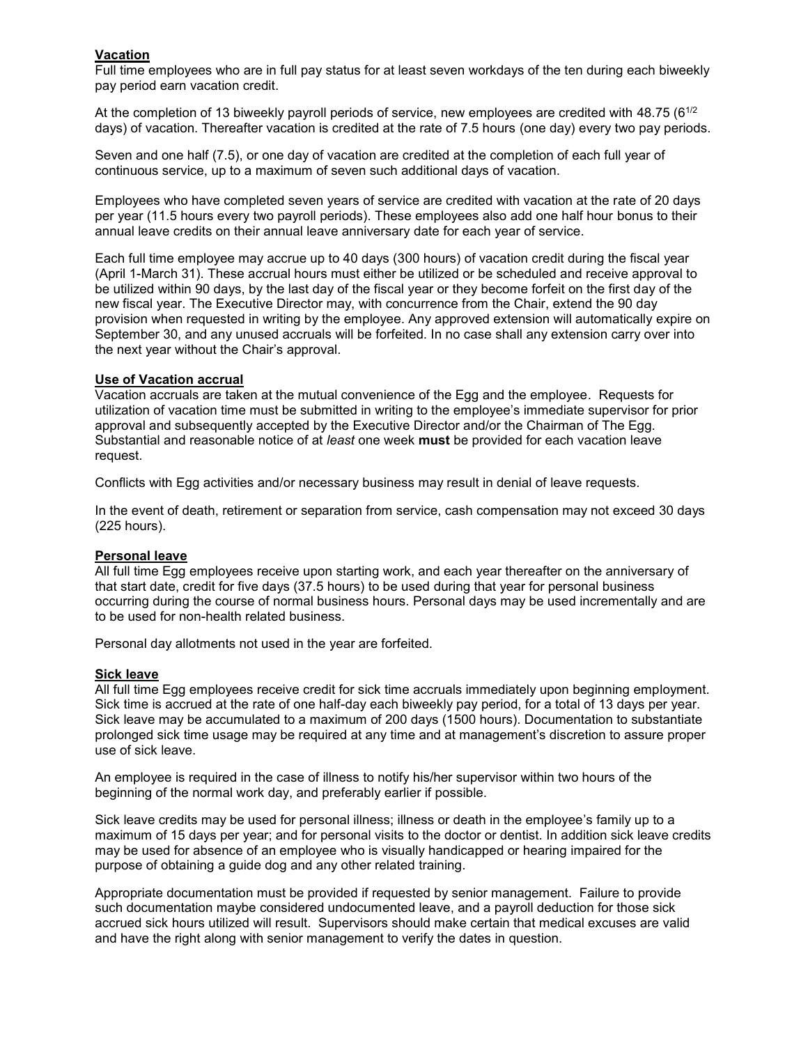**Vacation**

Full time employees who are in full pay status for at least seven workdays of the ten during each biweekly pay period earn vacation credit.

At the completion of 13 biweekly payroll periods of service, new employees are credited with 48.75 ($6^{1/2}$ days) of vacation. Thereafter vacation is credited at the rate of 7.5 hours (one day) every two pay periods.

Seven and one half (7.5), or one day of vacation are credited at the completion of each full year of continuous service, up to a maximum of seven such additional days of vacation.

Employees who have completed seven years of service are credited with vacation at the rate of 20 days per year (11.5 hours every two payroll periods). These employees also add one half hour bonus to their annual leave credits on their annual leave anniversary date for each year of service.

Each full time employee may accrue up to 40 days (300 hours) of vacation credit during the fiscal year (April 1-March 31). These accrual hours must either be utilized or be scheduled and receive approval to be utilized within 90 days, by the last day of the fiscal year or they become forfeit on the first day of the new fiscal year. The Executive Director may, with concurrence from the Chair, extend the 90 day provision when requested in writing by the employee. Any approved extension will automatically expire on September 30, and any unused accruals will be forfeited. In no case shall any extension carry over into the next year without the Chair's approval.

**Use of Vacation accrual**

Vacation accruals are taken at the mutual convenience of the Egg and the employee. Requests for utilization of vacation time must be submitted in writing to the employee's immediate supervisor for prior approval and subsequently accepted by the Executive Director and/or the Chairman of The Egg. Substantial and reasonable notice of at *least* one week **must** be provided for each vacation leave request.

Conflicts with Egg activities and/or necessary business may result in denial of leave requests.

In the event of death, retirement or separation from service, cash compensation may not exceed 30 days (225 hours).

**Personal leave**

All full time Egg employees receive upon starting work, and each year thereafter on the anniversary of that start date, credit for five days (37.5 hours) to be used during that year for personal business occurring during the course of normal business hours. Personal days may be used incrementally and are to be used for non-health related business.

Personal day allotments not used in the year are forfeited.

**Sick leave**

All full time Egg employees receive credit for sick time accruals immediately upon beginning employment. Sick time is accrued at the rate of one half-day each biweekly pay period, for a total of 13 days per year. Sick leave may be accumulated to a maximum of 200 days (1500 hours). Documentation to substantiate prolonged sick time usage may be required at any time and at management's discretion to assure proper use of sick leave.

An employee is required in the case of illness to notify his/her supervisor within two hours of the beginning of the normal work day, and preferably earlier if possible.

Sick leave credits may be used for personal illness; illness or death in the employee's family up to a maximum of 15 days per year; and for personal visits to the doctor or dentist. In addition sick leave credits may be used for absence of an employee who is visually handicapped or hearing impaired for the purpose of obtaining a guide dog and any other related training.

Appropriate documentation must be provided if requested by senior management. Failure to provide such documentation maybe considered undocumented leave, and a payroll deduction for those sick accrued sick hours utilized will result. Supervisors should make certain that medical excuses are valid and have the right along with senior management to verify the dates in question.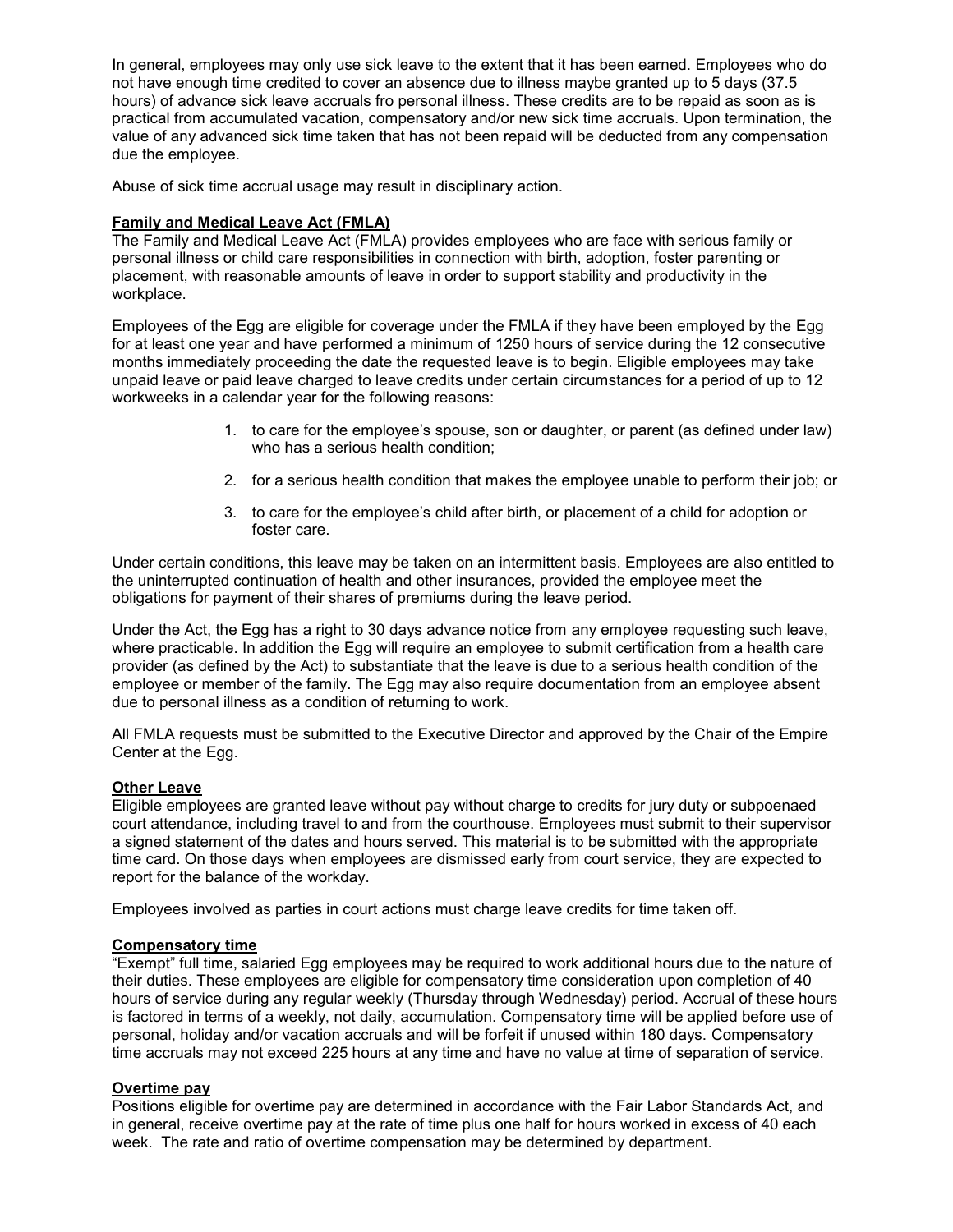In general, employees may only use sick leave to the extent that it has been earned. Employees who do not have enough time credited to cover an absence due to illness maybe granted up to 5 days (37.5 hours) of advance sick leave accruals fro personal illness. These credits are to be repaid as soon as is practical from accumulated vacation, compensatory and/or new sick time accruals. Upon termination, the value of any advanced sick time taken that has not been repaid will be deducted from any compensation due the employee.

Abuse of sick time accrual usage may result in disciplinary action.

**Family and Medical Leave Act (FMLA)**

The Family and Medical Leave Act (FMLA) provides employees who are face with serious family or personal illness or child care responsibilities in connection with birth, adoption, foster parenting or placement, with reasonable amounts of leave in order to support stability and productivity in the workplace.

Employees of the Egg are eligible for coverage under the FMLA if they have been employed by the Egg for at least one year and have performed a minimum of 1250 hours of service during the 12 consecutive months immediately proceeding the date the requested leave is to begin. Eligible employees may take unpaid leave or paid leave charged to leave credits under certain circumstances for a period of up to 12 workweeks in a calendar year for the following reasons:

1. to care for the employee's spouse, son or daughter, or parent (as defined under law) who has a serious health condition;
2. for a serious health condition that makes the employee unable to perform their job; or
3. to care for the employee's child after birth, or placement of a child for adoption or foster care.

Under certain conditions, this leave may be taken on an intermittent basis. Employees are also entitled to the uninterrupted continuation of health and other insurances, provided the employee meet the obligations for payment of their shares of premiums during the leave period.

Under the Act, the Egg has a right to 30 days advance notice from any employee requesting such leave, where practicable. In addition the Egg will require an employee to submit certification from a health care provider (as defined by the Act) to substantiate that the leave is due to a serious health condition of the employee or member of the family. The Egg may also require documentation from an employee absent due to personal illness as a condition of returning to work.

All FMLA requests must be submitted to the Executive Director and approved by the Chair of the Empire Center at the Egg.

**Other Leave**

Eligible employees are granted leave without pay without charge to credits for jury duty or subpoenaed court attendance, including travel to and from the courthouse. Employees must submit to their supervisor a signed statement of the dates and hours served. This material is to be submitted with the appropriate time card. On those days when employees are dismissed early from court service, they are expected to report for the balance of the workday.

Employees involved as parties in court actions must charge leave credits for time taken off.

**Compensatory time**

"Exempt" full time, salaried Egg employees may be required to work additional hours due to the nature of their duties. These employees are eligible for compensatory time consideration upon completion of 40 hours of service during any regular weekly (Thursday through Wednesday) period. Accrual of these hours is factored in terms of a weekly, not daily, accumulation. Compensatory time will be applied before use of personal, holiday and/or vacation accruals and will be forfeit if unused within 180 days. Compensatory time accruals may not exceed 225 hours at any time and have no value at time of separation of service.

**Overtime pay**

Positions eligible for overtime pay are determined in accordance with the Fair Labor Standards Act, and in general, receive overtime pay at the rate of time plus one half for hours worked in excess of 40 each week. The rate and ratio of overtime compensation may be determined by department.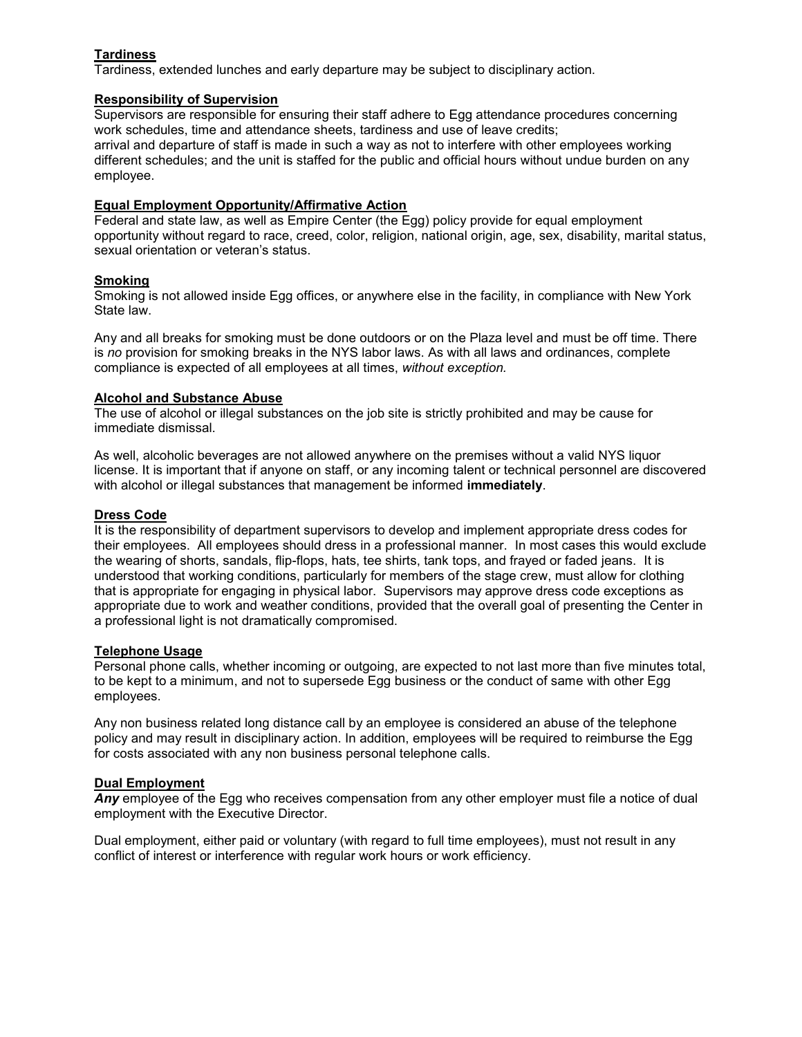### Tardiness

Tardiness, extended lunches and early departure may be subject to disciplinary action.

### Responsibility of Supervision

Supervisors are responsible for ensuring their staff adhere to Egg attendance procedures concerning work schedules, time and attendance sheets, tardiness and use of leave credits;
arrival and departure of staff is made in such a way as not to interfere with other employees working different schedules; and the unit is staffed for the public and official hours without undue burden on any employee.

### Equal Employment Opportunity/Affirmative Action

Federal and state law, as well as Empire Center (the Egg) policy provide for equal employment opportunity without regard to race, creed, color, religion, national origin, age, sex, disability, marital status, sexual orientation or veteran's status.

### Smoking

Smoking is not allowed inside Egg offices, or anywhere else in the facility, in compliance with New York State law.

Any and all breaks for smoking must be done outdoors or on the Plaza level and must be off time. There is *no* provision for smoking breaks in the NYS labor laws. As with all laws and ordinances, complete compliance is expected of all employees at all times, *without exception.*

### Alcohol and Substance Abuse

The use of alcohol or illegal substances on the job site is strictly prohibited and may be cause for immediate dismissal.

As well, alcoholic beverages are not allowed anywhere on the premises without a valid NYS liquor license. It is important that if anyone on staff, or any incoming talent or technical personnel are discovered with alcohol or illegal substances that management be informed **immediately**.

### Dress Code

It is the responsibility of department supervisors to develop and implement appropriate dress codes for their employees. All employees should dress in a professional manner. In most cases this would exclude the wearing of shorts, sandals, flip-flops, hats, tee shirts, tank tops, and frayed or faded jeans. It is understood that working conditions, particularly for members of the stage crew, must allow for clothing that is appropriate for engaging in physical labor. Supervisors may approve dress code exceptions as appropriate due to work and weather conditions, provided that the overall goal of presenting the Center in a professional light is not dramatically compromised.

### Telephone Usage

Personal phone calls, whether incoming or outgoing, are expected to not last more than five minutes total, to be kept to a minimum, and not to supersede Egg business or the conduct of same with other Egg employees.

Any non business related long distance call by an employee is considered an abuse of the telephone policy and may result in disciplinary action. In addition, employees will be required to reimburse the Egg for costs associated with any non business personal telephone calls.

### Dual Employment

***Any*** employee of the Egg who receives compensation from any other employer must file a notice of dual employment with the Executive Director.

Dual employment, either paid or voluntary (with regard to full time employees), must not result in any conflict of interest or interference with regular work hours or work efficiency.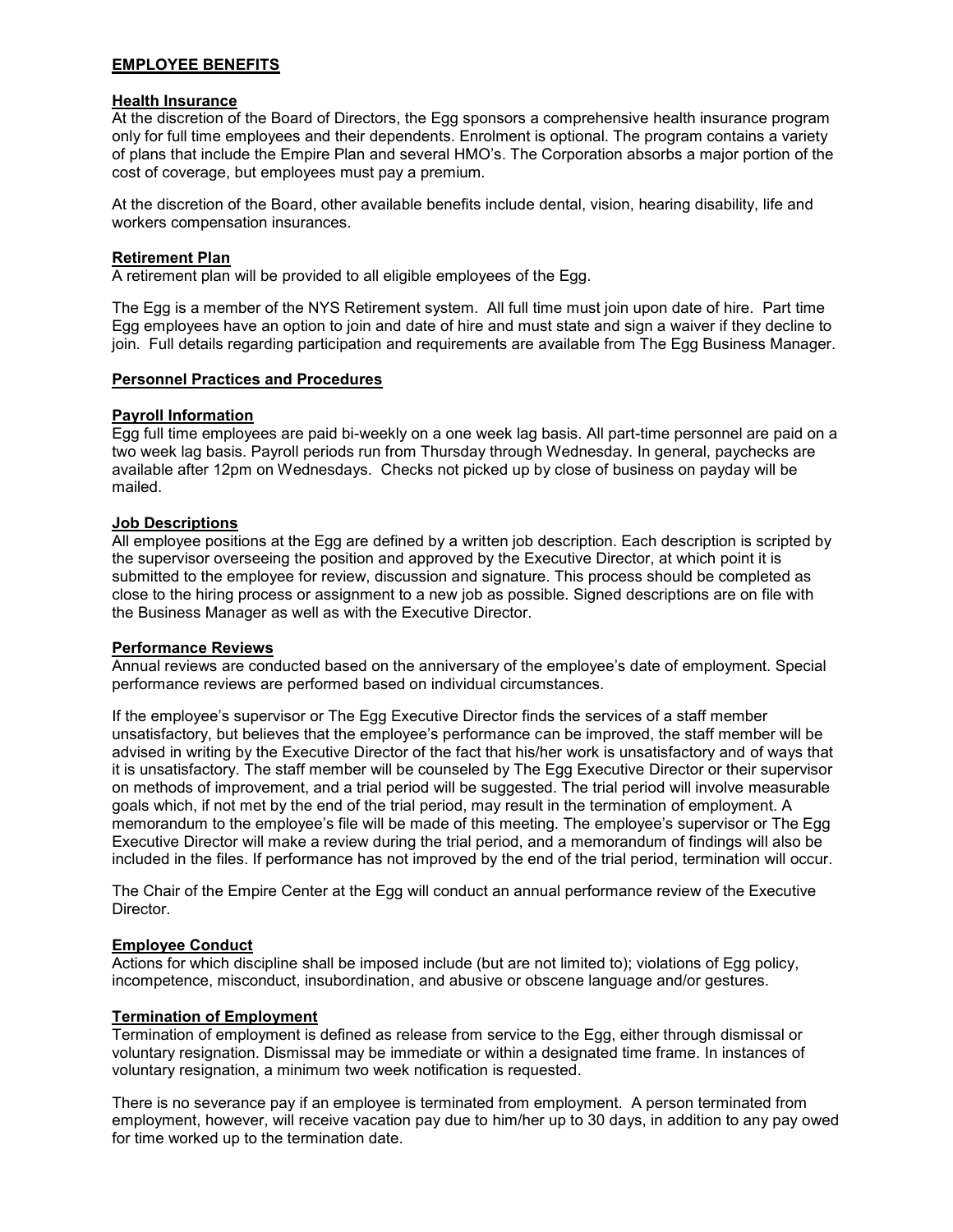## EMPLOYEE BENEFITS

### Health Insurance

At the discretion of the Board of Directors, the Egg sponsors a comprehensive health insurance program only for full time employees and their dependents. Enrolment is optional. The program contains a variety of plans that include the Empire Plan and several HMO's. The Corporation absorbs a major portion of the cost of coverage, but employees must pay a premium.

At the discretion of the Board, other available benefits include dental, vision, hearing disability, life and workers compensation insurances.

### Retirement Plan

A retirement plan will be provided to all eligible employees of the Egg.

The Egg is a member of the NYS Retirement system. All full time must join upon date of hire. Part time Egg employees have an option to join and date of hire and must state and sign a waiver if they decline to join. Full details regarding participation and requirements are available from The Egg Business Manager.

## Personnel Practices and Procedures

### Payroll Information

Egg full time employees are paid bi-weekly on a one week lag basis. All part-time personnel are paid on a two week lag basis. Payroll periods run from Thursday through Wednesday. In general, paychecks are available after 12pm on Wednesdays. Checks not picked up by close of business on payday will be mailed.

### Job Descriptions

All employee positions at the Egg are defined by a written job description. Each description is scripted by the supervisor overseeing the position and approved by the Executive Director, at which point it is submitted to the employee for review, discussion and signature. This process should be completed as close to the hiring process or assignment to a new job as possible. Signed descriptions are on file with the Business Manager as well as with the Executive Director.

### Performance Reviews

Annual reviews are conducted based on the anniversary of the employee's date of employment. Special performance reviews are performed based on individual circumstances.

If the employee's supervisor or The Egg Executive Director finds the services of a staff member unsatisfactory, but believes that the employee's performance can be improved, the staff member will be advised in writing by the Executive Director of the fact that his/her work is unsatisfactory and of ways that it is unsatisfactory. The staff member will be counseled by The Egg Executive Director or their supervisor on methods of improvement, and a trial period will be suggested. The trial period will involve measurable goals which, if not met by the end of the trial period, may result in the termination of employment. A memorandum to the employee's file will be made of this meeting. The employee's supervisor or The Egg Executive Director will make a review during the trial period, and a memorandum of findings will also be included in the files. If performance has not improved by the end of the trial period, termination will occur.

The Chair of the Empire Center at the Egg will conduct an annual performance review of the Executive Director.

### Employee Conduct

Actions for which discipline shall be imposed include (but are not limited to); violations of Egg policy, incompetence, misconduct, insubordination, and abusive or obscene language and/or gestures.

### Termination of Employment

Termination of employment is defined as release from service to the Egg, either through dismissal or voluntary resignation. Dismissal may be immediate or within a designated time frame. In instances of voluntary resignation, a minimum two week notification is requested.

There is no severance pay if an employee is terminated from employment. A person terminated from employment, however, will receive vacation pay due to him/her up to 30 days, in addition to any pay owed for time worked up to the termination date.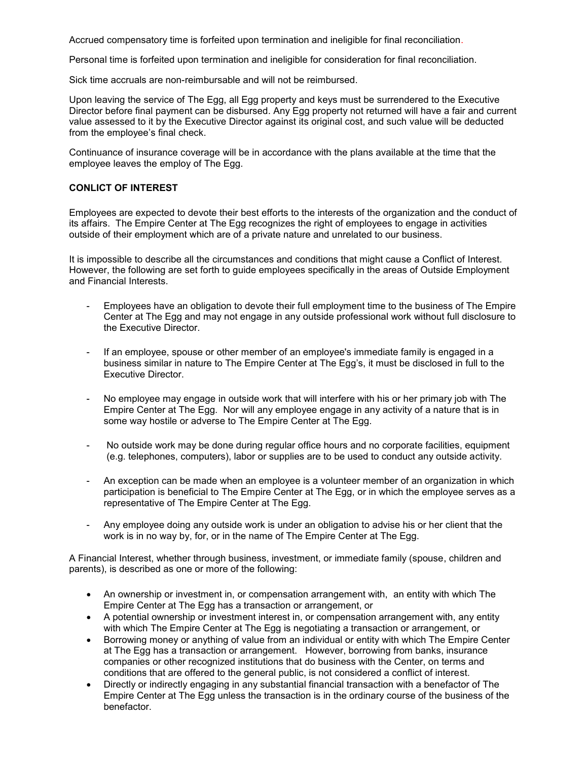Accrued compensatory time is forfeited upon termination and ineligible for final reconciliation.

Personal time is forfeited upon termination and ineligible for consideration for final reconciliation.

Sick time accruals are non-reimbursable and will not be reimbursed.

Upon leaving the service of The Egg, all Egg property and keys must be surrendered to the Executive Director before final payment can be disbursed. Any Egg property not returned will have a fair and current value assessed to it by the Executive Director against its original cost, and such value will be deducted from the employee's final check.

Continuance of insurance coverage will be in accordance with the plans available at the time that the employee leaves the employ of The Egg.

**CONLICT OF INTEREST**

Employees are expected to devote their best efforts to the interests of the organization and the conduct of its affairs. The Empire Center at The Egg recognizes the right of employees to engage in activities outside of their employment which are of a private nature and unrelated to our business.

It is impossible to describe all the circumstances and conditions that might cause a Conflict of Interest. However, the following are set forth to guide employees specifically in the areas of Outside Employment and Financial Interests.

- Employees have an obligation to devote their full employment time to the business of The Empire Center at The Egg and may not engage in any outside professional work without full disclosure to the Executive Director.
- If an employee, spouse or other member of an employee's immediate family is engaged in a business similar in nature to The Empire Center at The Egg's, it must be disclosed in full to the Executive Director.
- No employee may engage in outside work that will interfere with his or her primary job with The Empire Center at The Egg. Nor will any employee engage in any activity of a nature that is in some way hostile or adverse to The Empire Center at The Egg.
- No outside work may be done during regular office hours and no corporate facilities, equipment (e.g. telephones, computers), labor or supplies are to be used to conduct any outside activity.
- An exception can be made when an employee is a volunteer member of an organization in which participation is beneficial to The Empire Center at The Egg, or in which the employee serves as a representative of The Empire Center at The Egg.
- Any employee doing any outside work is under an obligation to advise his or her client that the work is in no way by, for, or in the name of The Empire Center at The Egg.

A Financial Interest, whether through business, investment, or immediate family (spouse, children and parents), is described as one or more of the following:

- An ownership or investment in, or compensation arrangement with, an entity with which The Empire Center at The Egg has a transaction or arrangement, or
- A potential ownership or investment interest in, or compensation arrangement with, any entity with which The Empire Center at The Egg is negotiating a transaction or arrangement, or
- Borrowing money or anything of value from an individual or entity with which The Empire Center at The Egg has a transaction or arrangement. However, borrowing from banks, insurance companies or other recognized institutions that do business with the Center, on terms and conditions that are offered to the general public, is not considered a conflict of interest.
- Directly or indirectly engaging in any substantial financial transaction with a benefactor of The Empire Center at The Egg unless the transaction is in the ordinary course of the business of the benefactor.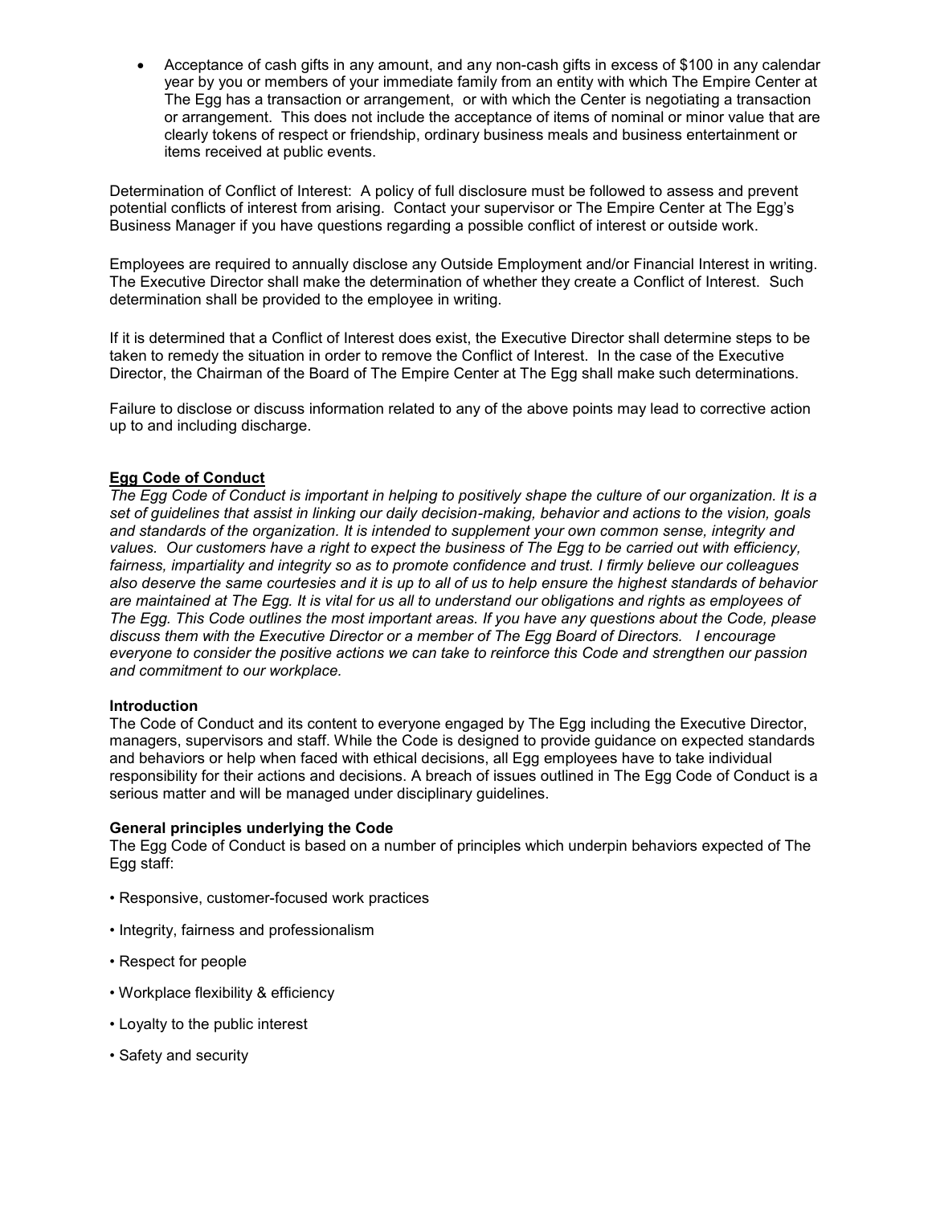- Acceptance of cash gifts in any amount, and any non-cash gifts in excess of $100 in any calendar year by you or members of your immediate family from an entity with which The Empire Center at The Egg has a transaction or arrangement, or with which the Center is negotiating a transaction or arrangement. This does not include the acceptance of items of nominal or minor value that are clearly tokens of respect or friendship, ordinary business meals and business entertainment or items received at public events.

Determination of Conflict of Interest: A policy of full disclosure must be followed to assess and prevent potential conflicts of interest from arising. Contact your supervisor or The Empire Center at The Egg's Business Manager if you have questions regarding a possible conflict of interest or outside work.

Employees are required to annually disclose any Outside Employment and/or Financial Interest in writing. The Executive Director shall make the determination of whether they create a Conflict of Interest. Such determination shall be provided to the employee in writing.

If it is determined that a Conflict of Interest does exist, the Executive Director shall determine steps to be taken to remedy the situation in order to remove the Conflict of Interest. In the case of the Executive Director, the Chairman of the Board of The Empire Center at The Egg shall make such determinations.

Failure to disclose or discuss information related to any of the above points may lead to corrective action up to and including discharge.

## Egg Code of Conduct

*The Egg Code of Conduct is important in helping to positively shape the culture of our organization. It is a set of guidelines that assist in linking our daily decision-making, behavior and actions to the vision, goals and standards of the organization. It is intended to supplement your own common sense, integrity and values. Our customers have a right to expect the business of The Egg to be carried out with efficiency, fairness, impartiality and integrity so as to promote confidence and trust. I firmly believe our colleagues also deserve the same courtesies and it is up to all of us to help ensure the highest standards of behavior are maintained at The Egg. It is vital for us all to understand our obligations and rights as employees of The Egg. This Code outlines the most important areas. If you have any questions about the Code, please discuss them with the Executive Director or a member of The Egg Board of Directors. I encourage everyone to consider the positive actions we can take to reinforce this Code and strengthen our passion and commitment to our workplace.*

### Introduction

The Code of Conduct and its content to everyone engaged by The Egg including the Executive Director, managers, supervisors and staff. While the Code is designed to provide guidance on expected standards and behaviors or help when faced with ethical decisions, all Egg employees have to take individual responsibility for their actions and decisions. A breach of issues outlined in The Egg Code of Conduct is a serious matter and will be managed under disciplinary guidelines.

### General principles underlying the Code

The Egg Code of Conduct is based on a number of principles which underpin behaviors expected of The Egg staff:

- Responsive, customer-focused work practices
- Integrity, fairness and professionalism
- Respect for people
- Workplace flexibility & efficiency
- Loyalty to the public interest
- Safety and security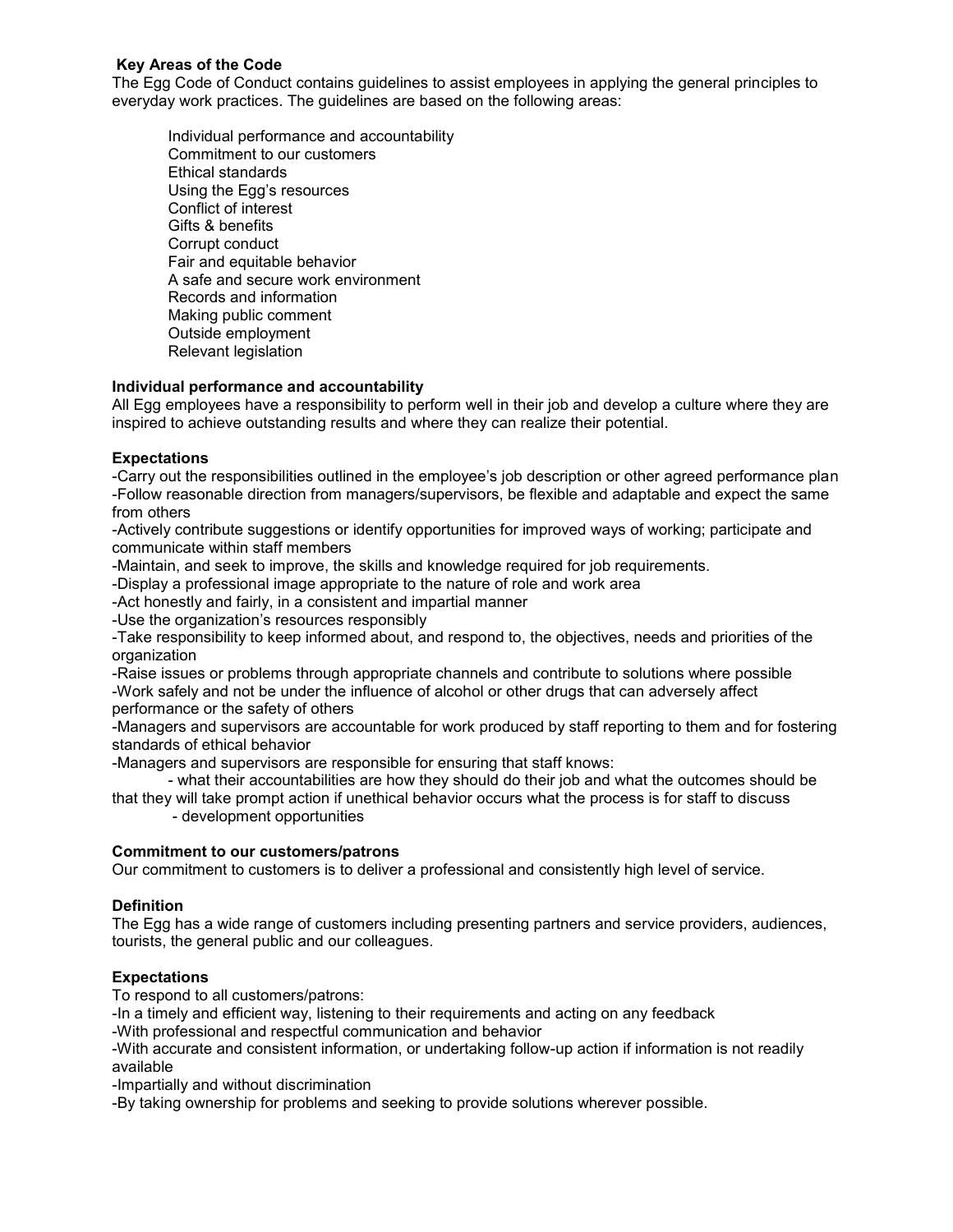### Key Areas of the Code

The Egg Code of Conduct contains guidelines to assist employees in applying the general principles to everyday work practices. The guidelines are based on the following areas:

- Individual performance and accountability
- Commitment to our customers
- Ethical standards
- Using the Egg's resources
- Conflict of interest
- Gifts & benefits
- Corrupt conduct
- Fair and equitable behavior
- A safe and secure work environment
- Records and information
- Making public comment
- Outside employment
- Relevant legislation

### Individual performance and accountability

All Egg employees have a responsibility to perform well in their job and develop a culture where they are inspired to achieve outstanding results and where they can realize their potential.

### Expectations

-Carry out the responsibilities outlined in the employee's job description or other agreed performance plan
-Follow reasonable direction from managers/supervisors, be flexible and adaptable and expect the same from others
-Actively contribute suggestions or identify opportunities for improved ways of working; participate and communicate within staff members
-Maintain, and seek to improve, the skills and knowledge required for job requirements.
-Display a professional image appropriate to the nature of role and work area
-Act honestly and fairly, in a consistent and impartial manner
-Use the organization's resources responsibly
-Take responsibility to keep informed about, and respond to, the objectives, needs and priorities of the organization
-Raise issues or problems through appropriate channels and contribute to solutions where possible
-Work safely and not be under the influence of alcohol or other drugs that can adversely affect performance or the safety of others
-Managers and supervisors are accountable for work produced by staff reporting to them and for fostering standards of ethical behavior
-Managers and supervisors are responsible for ensuring that staff knows:

- what their accountabilities are how they should do their job and what the outcomes should be that they will take prompt action if unethical behavior occurs what the process is for staff to discuss
- development opportunities

### Commitment to our customers/patrons

Our commitment to customers is to deliver a professional and consistently high level of service.

### Definition

The Egg has a wide range of customers including presenting partners and service providers, audiences, tourists, the general public and our colleagues.

### Expectations

To respond to all customers/patrons:

-In a timely and efficient way, listening to their requirements and acting on any feedback
-With professional and respectful communication and behavior
-With accurate and consistent information, or undertaking follow-up action if information is not readily available
-Impartially and without discrimination
-By taking ownership for problems and seeking to provide solutions wherever possible.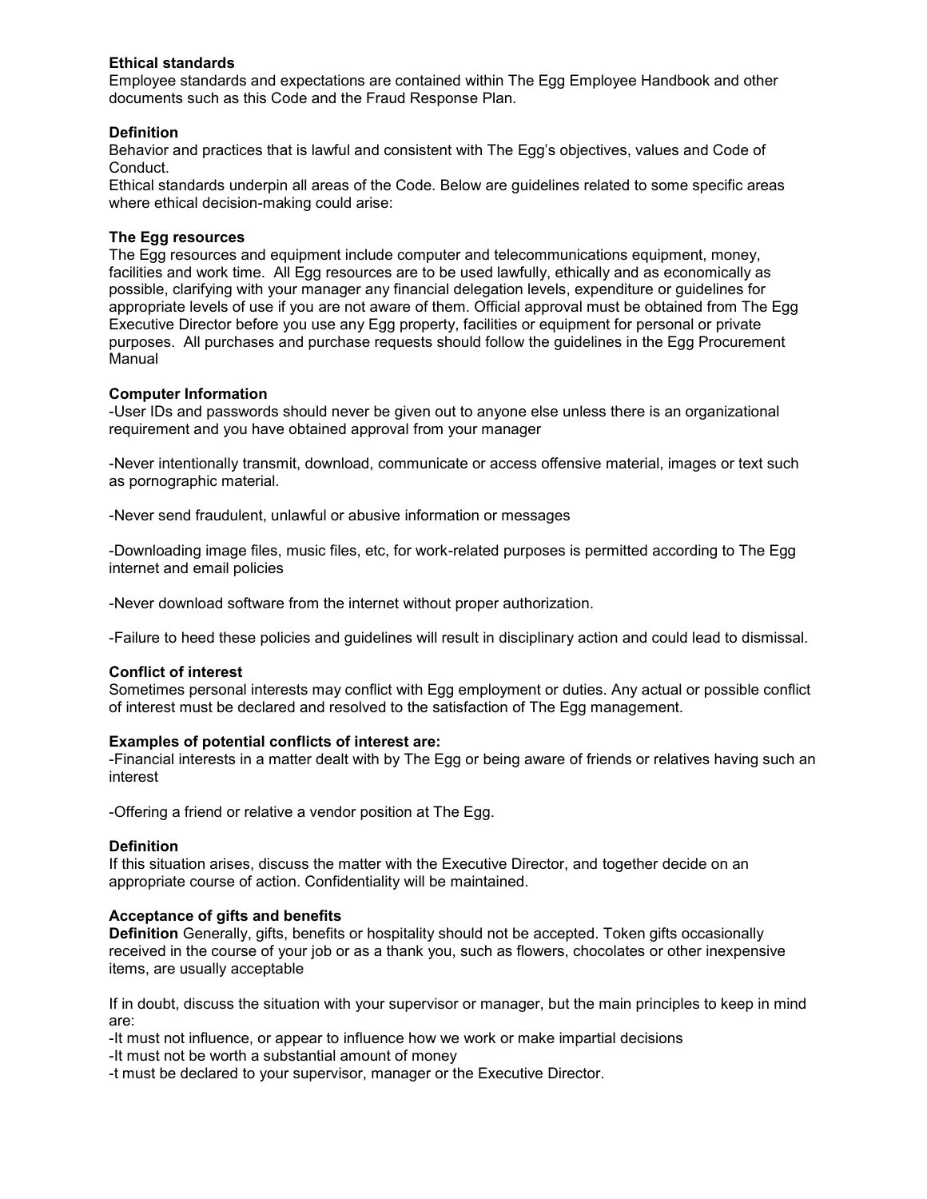**Ethical standards**

Employee standards and expectations are contained within The Egg Employee Handbook and other documents such as this Code and the Fraud Response Plan.

**Definition**

Behavior and practices that is lawful and consistent with The Egg's objectives, values and Code of Conduct.

Ethical standards underpin all areas of the Code. Below are guidelines related to some specific areas where ethical decision-making could arise:

**The Egg resources**

The Egg resources and equipment include computer and telecommunications equipment, money, facilities and work time. All Egg resources are to be used lawfully, ethically and as economically as possible, clarifying with your manager any financial delegation levels, expenditure or guidelines for appropriate levels of use if you are not aware of them. Official approval must be obtained from The Egg Executive Director before you use any Egg property, facilities or equipment for personal or private purposes. All purchases and purchase requests should follow the guidelines in the Egg Procurement Manual

**Computer Information**

-User IDs and passwords should never be given out to anyone else unless there is an organizational requirement and you have obtained approval from your manager

-Never intentionally transmit, download, communicate or access offensive material, images or text such as pornographic material.

-Never send fraudulent, unlawful or abusive information or messages

-Downloading image files, music files, etc, for work-related purposes is permitted according to The Egg internet and email policies

-Never download software from the internet without proper authorization.

-Failure to heed these policies and guidelines will result in disciplinary action and could lead to dismissal.

**Conflict of interest**

Sometimes personal interests may conflict with Egg employment or duties. Any actual or possible conflict of interest must be declared and resolved to the satisfaction of The Egg management.

**Examples of potential conflicts of interest are:**

-Financial interests in a matter dealt with by The Egg or being aware of friends or relatives having such an interest

-Offering a friend or relative a vendor position at The Egg.

**Definition**

If this situation arises, discuss the matter with the Executive Director, and together decide on an appropriate course of action. Confidentiality will be maintained.

**Acceptance of gifts and benefits**

**Definition** Generally, gifts, benefits or hospitality should not be accepted. Token gifts occasionally received in the course of your job or as a thank you, such as flowers, chocolates or other inexpensive items, are usually acceptable

If in doubt, discuss the situation with your supervisor or manager, but the main principles to keep in mind are:

-It must not influence, or appear to influence how we work or make impartial decisions

-It must not be worth a substantial amount of money

-t must be declared to your supervisor, manager or the Executive Director.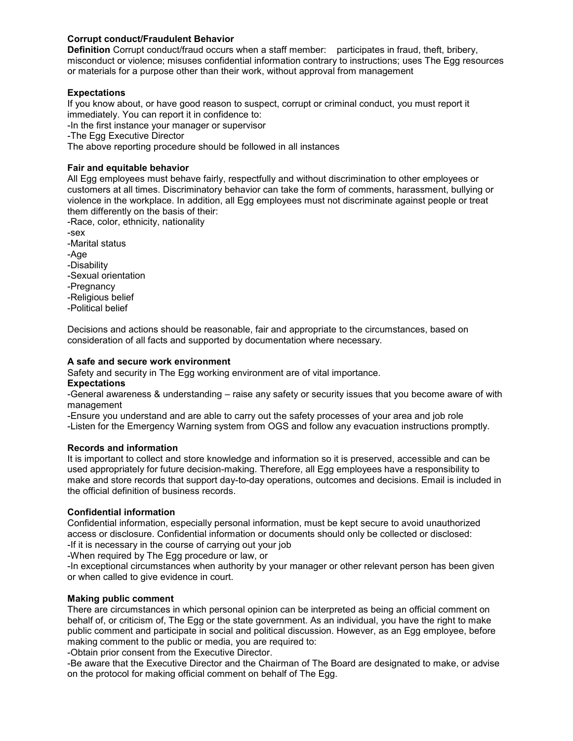**Corrupt conduct/Fraudulent Behavior**

**Definition** Corrupt conduct/fraud occurs when a staff member: participates in fraud, theft, bribery, misconduct or violence; misuses confidential information contrary to instructions; uses The Egg resources or materials for a purpose other than their work, without approval from management

**Expectations**

If you know about, or have good reason to suspect, corrupt or criminal conduct, you must report it immediately. You can report it in confidence to:

-In the first instance your manager or supervisor

-The Egg Executive Director

The above reporting procedure should be followed in all instances

**Fair and equitable behavior**

All Egg employees must behave fairly, respectfully and without discrimination to other employees or customers at all times. Discriminatory behavior can take the form of comments, harassment, bullying or violence in the workplace. In addition, all Egg employees must not discriminate against people or treat them differently on the basis of their:

-Race, color, ethnicity, nationality

-sex

-Marital status

-Age

-Disability

-Sexual orientation

-Pregnancy

-Religious belief

-Political belief

Decisions and actions should be reasonable, fair and appropriate to the circumstances, based on consideration of all facts and supported by documentation where necessary.

**A safe and secure work environment**

Safety and security in The Egg working environment are of vital importance.

**Expectations**

-General awareness & understanding – raise any safety or security issues that you become aware of with management

-Ensure you understand and are able to carry out the safety processes of your area and job role

-Listen for the Emergency Warning system from OGS and follow any evacuation instructions promptly.

**Records and information**

It is important to collect and store knowledge and information so it is preserved, accessible and can be used appropriately for future decision-making. Therefore, all Egg employees have a responsibility to make and store records that support day-to-day operations, outcomes and decisions. Email is included in the official definition of business records.

**Confidential information**

Confidential information, especially personal information, must be kept secure to avoid unauthorized access or disclosure. Confidential information or documents should only be collected or disclosed:

-If it is necessary in the course of carrying out your job

-When required by The Egg procedure or law, or

-In exceptional circumstances when authority by your manager or other relevant person has been given or when called to give evidence in court.

**Making public comment**

There are circumstances in which personal opinion can be interpreted as being an official comment on behalf of, or criticism of, The Egg or the state government. As an individual, you have the right to make public comment and participate in social and political discussion. However, as an Egg employee, before making comment to the public or media, you are required to:

-Obtain prior consent from the Executive Director.

-Be aware that the Executive Director and the Chairman of The Board are designated to make, or advise on the protocol for making official comment on behalf of The Egg.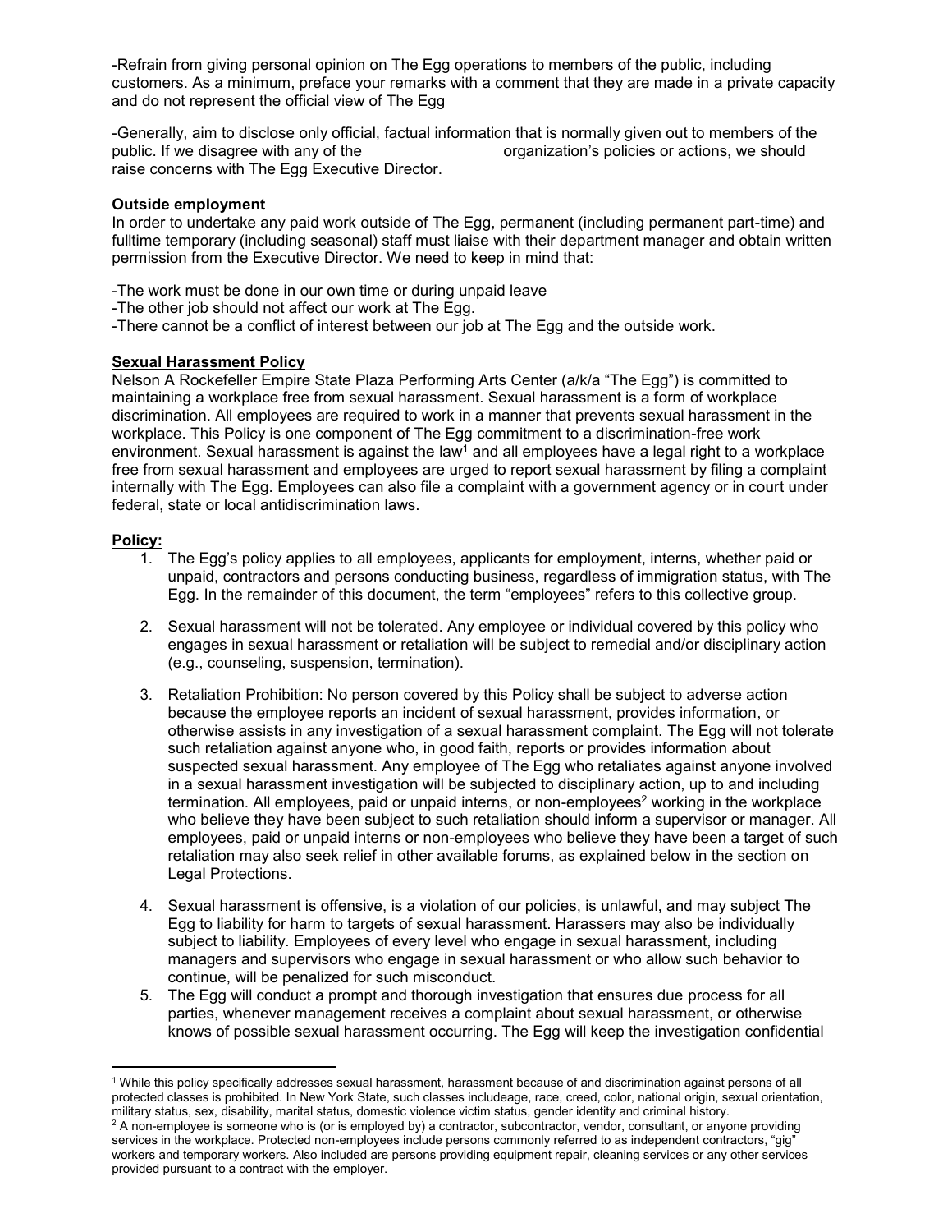-Refrain from giving personal opinion on The Egg operations to members of the public, including customers. As a minimum, preface your remarks with a comment that they are made in a private capacity and do not represent the official view of The Egg

-Generally, aim to disclose only official, factual information that is normally given out to members of the public. If we disagree with any of the organization's policies or actions, we should raise concerns with The Egg Executive Director.

**Outside employment**
In order to undertake any paid work outside of The Egg, permanent (including permanent part-time) and fulltime temporary (including seasonal) staff must liaise with their department manager and obtain written permission from the Executive Director. We need to keep in mind that:

-The work must be done in our own time or during unpaid leave
-The other job should not affect our work at The Egg.
-There cannot be a conflict of interest between our job at The Egg and the outside work.

**Sexual Harassment Policy**
Nelson A Rockefeller Empire State Plaza Performing Arts Center (a/k/a "The Egg") is committed to maintaining a workplace free from sexual harassment. Sexual harassment is a form of workplace discrimination. All employees are required to work in a manner that prevents sexual harassment in the workplace. This Policy is one component of The Egg commitment to a discrimination-free work environment. Sexual harassment is against the law[1] and all employees have a legal right to a workplace free from sexual harassment and employees are urged to report sexual harassment by filing a complaint internally with The Egg. Employees can also file a complaint with a government agency or in court under federal, state or local antidiscrimination laws.

**Policy:**

1. The Egg's policy applies to all employees, applicants for employment, interns, whether paid or unpaid, contractors and persons conducting business, regardless of immigration status, with The Egg. In the remainder of this document, the term "employees" refers to this collective group.

2. Sexual harassment will not be tolerated. Any employee or individual covered by this policy who engages in sexual harassment or retaliation will be subject to remedial and/or disciplinary action (e.g., counseling, suspension, termination).

3. Retaliation Prohibition: No person covered by this Policy shall be subject to adverse action because the employee reports an incident of sexual harassment, provides information, or otherwise assists in any investigation of a sexual harassment complaint. The Egg will not tolerate such retaliation against anyone who, in good faith, reports or provides information about suspected sexual harassment. Any employee of The Egg who retaliates against anyone involved in a sexual harassment investigation will be subjected to disciplinary action, up to and including termination. All employees, paid or unpaid interns, or non-employees[2] working in the workplace who believe they have been subject to such retaliation should inform a supervisor or manager. All employees, paid or unpaid interns or non-employees who believe they have been a target of such retaliation may also seek relief in other available forums, as explained below in the section on Legal Protections.

4. Sexual harassment is offensive, is a violation of our policies, is unlawful, and may subject The Egg to liability for harm to targets of sexual harassment. Harassers may also be individually subject to liability. Employees of every level who engage in sexual harassment, including managers and supervisors who engage in sexual harassment or who allow such behavior to continue, will be penalized for such misconduct.

5. The Egg will conduct a prompt and thorough investigation that ensures due process for all parties, whenever management receives a complaint about sexual harassment, or otherwise knows of possible sexual harassment occurring. The Egg will keep the investigation confidential

[1] While this policy specifically addresses sexual harassment, harassment because of and discrimination against persons of all protected classes is prohibited. In New York State, such classes includeage, race, creed, color, national origin, sexual orientation, military status, sex, disability, marital status, domestic violence victim status, gender identity and criminal history.

[2] A non-employee is someone who is (or is employed by) a contractor, subcontractor, vendor, consultant, or anyone providing services in the workplace. Protected non-employees include persons commonly referred to as independent contractors, "gig" workers and temporary workers. Also included are persons providing equipment repair, cleaning services or any other services provided pursuant to a contract with the employer.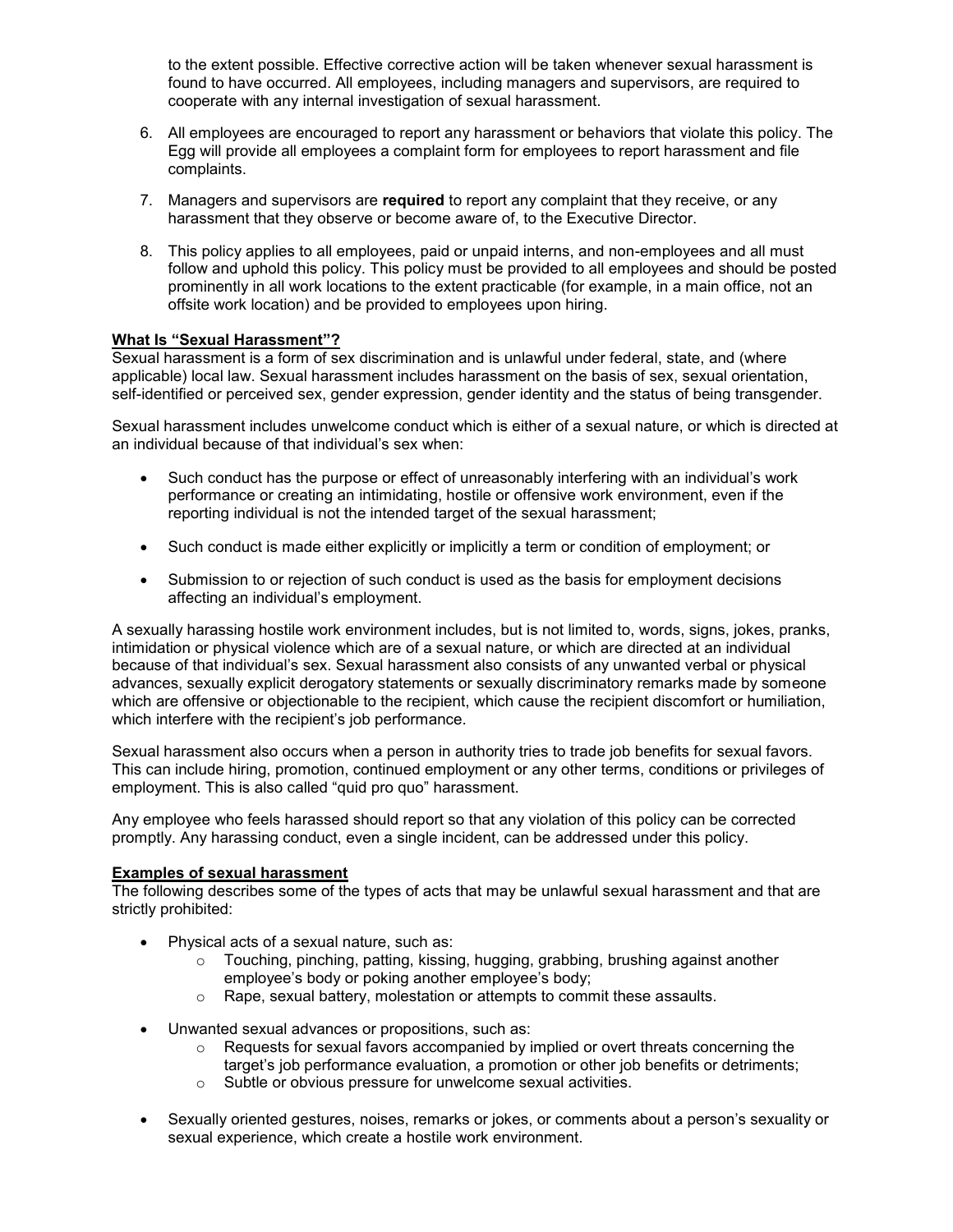to the extent possible. Effective corrective action will be taken whenever sexual harassment is found to have occurred. All employees, including managers and supervisors, are required to cooperate with any internal investigation of sexual harassment.

6. All employees are encouraged to report any harassment or behaviors that violate this policy. The Egg will provide all employees a complaint form for employees to report harassment and file complaints.

7. Managers and supervisors are **required** to report any complaint that they receive, or any harassment that they observe or become aware of, to the Executive Director.

8. This policy applies to all employees, paid or unpaid interns, and non-employees and all must follow and uphold this policy. This policy must be provided to all employees and should be posted prominently in all work locations to the extent practicable (for example, in a main office, not an offsite work location) and be provided to employees upon hiring.

**What Is "Sexual Harassment"?**

Sexual harassment is a form of sex discrimination and is unlawful under federal, state, and (where applicable) local law. Sexual harassment includes harassment on the basis of sex, sexual orientation, self-identified or perceived sex, gender expression, gender identity and the status of being transgender.

Sexual harassment includes unwelcome conduct which is either of a sexual nature, or which is directed at an individual because of that individual's sex when:

- Such conduct has the purpose or effect of unreasonably interfering with an individual's work performance or creating an intimidating, hostile or offensive work environment, even if the reporting individual is not the intended target of the sexual harassment;
- Such conduct is made either explicitly or implicitly a term or condition of employment; or
- Submission to or rejection of such conduct is used as the basis for employment decisions affecting an individual's employment.

A sexually harassing hostile work environment includes, but is not limited to, words, signs, jokes, pranks, intimidation or physical violence which are of a sexual nature, or which are directed at an individual because of that individual's sex. Sexual harassment also consists of any unwanted verbal or physical advances, sexually explicit derogatory statements or sexually discriminatory remarks made by someone which are offensive or objectionable to the recipient, which cause the recipient discomfort or humiliation, which interfere with the recipient's job performance.

Sexual harassment also occurs when a person in authority tries to trade job benefits for sexual favors. This can include hiring, promotion, continued employment or any other terms, conditions or privileges of employment. This is also called "quid pro quo" harassment.

Any employee who feels harassed should report so that any violation of this policy can be corrected promptly. Any harassing conduct, even a single incident, can be addressed under this policy.

**Examples of sexual harassment**

The following describes some of the types of acts that may be unlawful sexual harassment and that are strictly prohibited:

- Physical acts of a sexual nature, such as:
  - Touching, pinching, patting, kissing, hugging, grabbing, brushing against another employee's body or poking another employee's body;
  - Rape, sexual battery, molestation or attempts to commit these assaults.
- Unwanted sexual advances or propositions, such as:
  - Requests for sexual favors accompanied by implied or overt threats concerning the target's job performance evaluation, a promotion or other job benefits or detriments;
  - Subtle or obvious pressure for unwelcome sexual activities.
- Sexually oriented gestures, noises, remarks or jokes, or comments about a person's sexuality or sexual experience, which create a hostile work environment.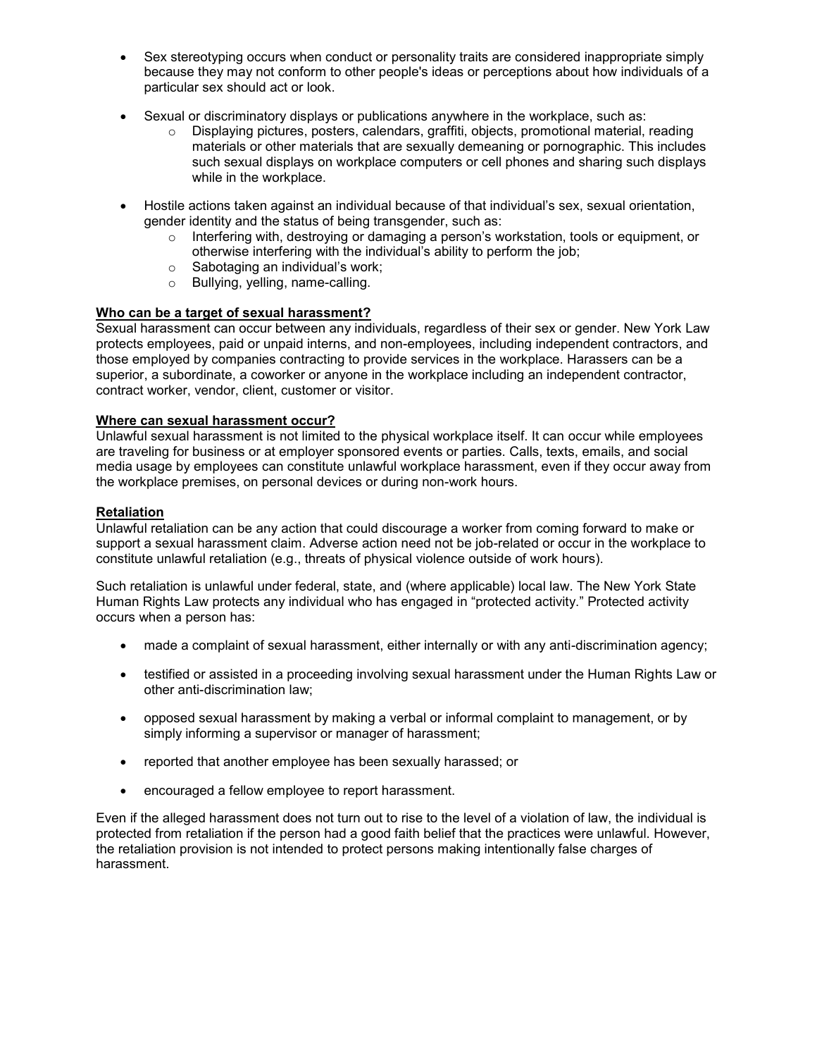- Sex stereotyping occurs when conduct or personality traits are considered inappropriate simply because they may not conform to other people's ideas or perceptions about how individuals of a particular sex should act or look.

- Sexual or discriminatory displays or publications anywhere in the workplace, such as:
  - Displaying pictures, posters, calendars, graffiti, objects, promotional material, reading materials or other materials that are sexually demeaning or pornographic. This includes such sexual displays on workplace computers or cell phones and sharing such displays while in the workplace.

- Hostile actions taken against an individual because of that individual's sex, sexual orientation, gender identity and the status of being transgender, such as:
  - Interfering with, destroying or damaging a person's workstation, tools or equipment, or otherwise interfering with the individual's ability to perform the job;
  - Sabotaging an individual's work;
  - Bullying, yelling, name-calling.

**Who can be a target of sexual harassment?**

Sexual harassment can occur between any individuals, regardless of their sex or gender. New York Law protects employees, paid or unpaid interns, and non-employees, including independent contractors, and those employed by companies contracting to provide services in the workplace. Harassers can be a superior, a subordinate, a coworker or anyone in the workplace including an independent contractor, contract worker, vendor, client, customer or visitor.

**Where can sexual harassment occur?**

Unlawful sexual harassment is not limited to the physical workplace itself. It can occur while employees are traveling for business or at employer sponsored events or parties. Calls, texts, emails, and social media usage by employees can constitute unlawful workplace harassment, even if they occur away from the workplace premises, on personal devices or during non-work hours.

**Retaliation**

Unlawful retaliation can be any action that could discourage a worker from coming forward to make or support a sexual harassment claim. Adverse action need not be job-related or occur in the workplace to constitute unlawful retaliation (e.g., threats of physical violence outside of work hours).

Such retaliation is unlawful under federal, state, and (where applicable) local law. The New York State Human Rights Law protects any individual who has engaged in "protected activity." Protected activity occurs when a person has:

- made a complaint of sexual harassment, either internally or with any anti-discrimination agency;

- testified or assisted in a proceeding involving sexual harassment under the Human Rights Law or other anti-discrimination law;

- opposed sexual harassment by making a verbal or informal complaint to management, or by simply informing a supervisor or manager of harassment;

- reported that another employee has been sexually harassed; or

- encouraged a fellow employee to report harassment.

Even if the alleged harassment does not turn out to rise to the level of a violation of law, the individual is protected from retaliation if the person had a good faith belief that the practices were unlawful. However, the retaliation provision is not intended to protect persons making intentionally false charges of harassment.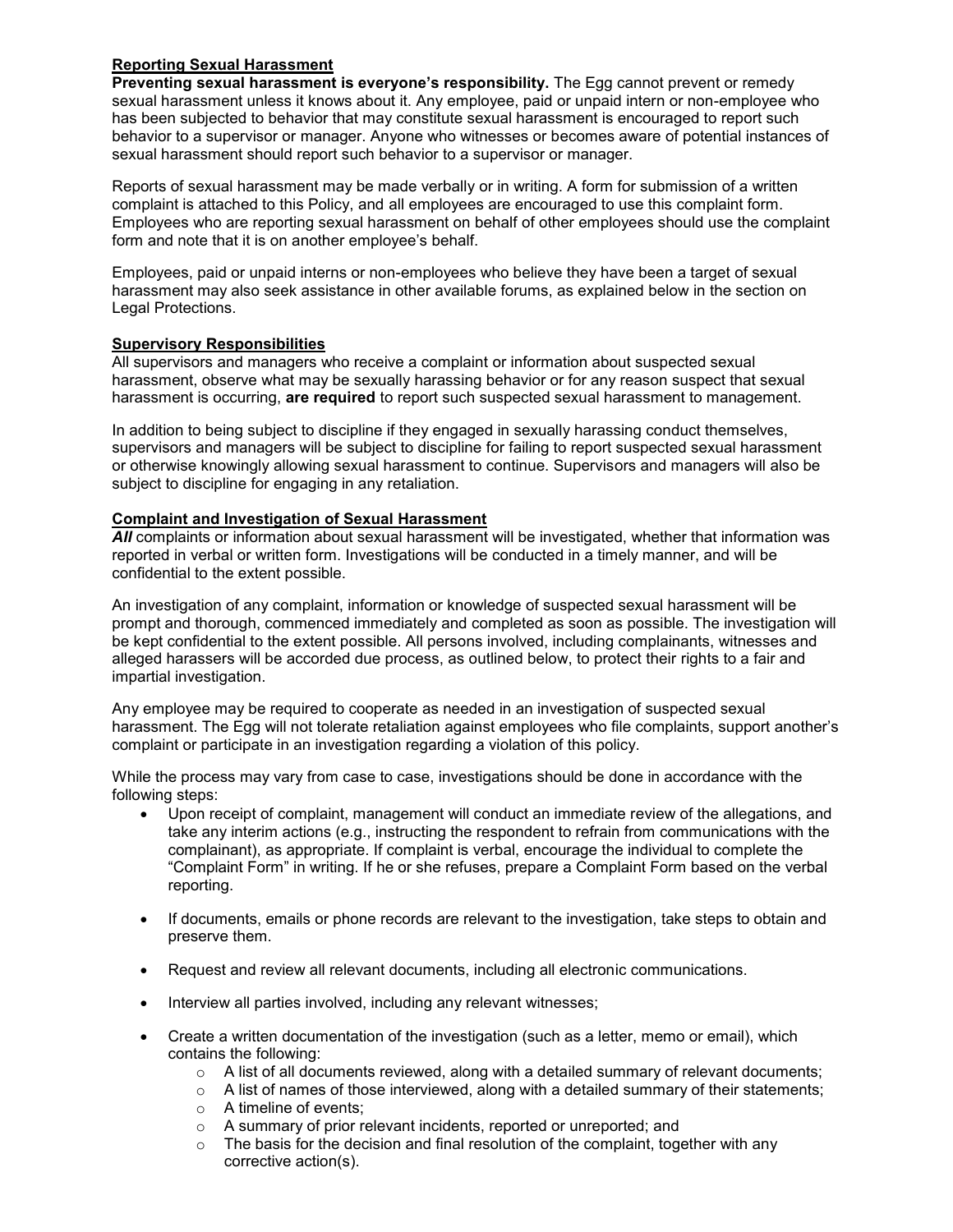## Reporting Sexual Harassment

**Preventing sexual harassment is everyone's responsibility.** The Egg cannot prevent or remedy sexual harassment unless it knows about it. Any employee, paid or unpaid intern or non-employee who has been subjected to behavior that may constitute sexual harassment is encouraged to report such behavior to a supervisor or manager. Anyone who witnesses or becomes aware of potential instances of sexual harassment should report such behavior to a supervisor or manager.

Reports of sexual harassment may be made verbally or in writing. A form for submission of a written complaint is attached to this Policy, and all employees are encouraged to use this complaint form. Employees who are reporting sexual harassment on behalf of other employees should use the complaint form and note that it is on another employee's behalf.

Employees, paid or unpaid interns or non-employees who believe they have been a target of sexual harassment may also seek assistance in other available forums, as explained below in the section on Legal Protections.

## Supervisory Responsibilities

All supervisors and managers who receive a complaint or information about suspected sexual harassment, observe what may be sexually harassing behavior or for any reason suspect that sexual harassment is occurring, **are required** to report such suspected sexual harassment to management.

In addition to being subject to discipline if they engaged in sexually harassing conduct themselves, supervisors and managers will be subject to discipline for failing to report suspected sexual harassment or otherwise knowingly allowing sexual harassment to continue. Supervisors and managers will also be subject to discipline for engaging in any retaliation.

## Complaint and Investigation of Sexual Harassment

***All*** complaints or information about sexual harassment will be investigated, whether that information was reported in verbal or written form. Investigations will be conducted in a timely manner, and will be confidential to the extent possible.

An investigation of any complaint, information or knowledge of suspected sexual harassment will be prompt and thorough, commenced immediately and completed as soon as possible. The investigation will be kept confidential to the extent possible. All persons involved, including complainants, witnesses and alleged harassers will be accorded due process, as outlined below, to protect their rights to a fair and impartial investigation.

Any employee may be required to cooperate as needed in an investigation of suspected sexual harassment. The Egg will not tolerate retaliation against employees who file complaints, support another's complaint or participate in an investigation regarding a violation of this policy.

While the process may vary from case to case, investigations should be done in accordance with the following steps:

- Upon receipt of complaint, management will conduct an immediate review of the allegations, and take any interim actions (e.g., instructing the respondent to refrain from communications with the complainant), as appropriate. If complaint is verbal, encourage the individual to complete the "Complaint Form" in writing. If he or she refuses, prepare a Complaint Form based on the verbal reporting.
- If documents, emails or phone records are relevant to the investigation, take steps to obtain and preserve them.
- Request and review all relevant documents, including all electronic communications.
- Interview all parties involved, including any relevant witnesses;
- Create a written documentation of the investigation (such as a letter, memo or email), which contains the following:
  - A list of all documents reviewed, along with a detailed summary of relevant documents;
  - A list of names of those interviewed, along with a detailed summary of their statements;
  - A timeline of events;
  - A summary of prior relevant incidents, reported or unreported; and
  - The basis for the decision and final resolution of the complaint, together with any corrective action(s).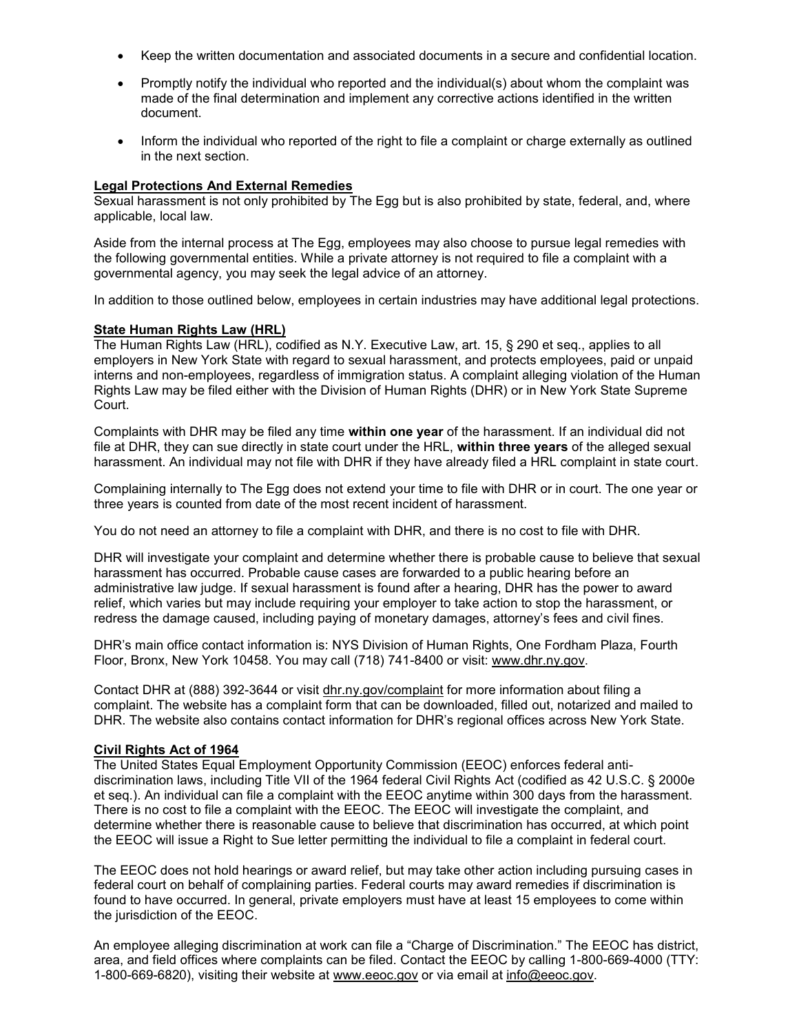- Keep the written documentation and associated documents in a secure and confidential location.
- Promptly notify the individual who reported and the individual(s) about whom the complaint was made of the final determination and implement any corrective actions identified in the written document.
- Inform the individual who reported of the right to file a complaint or charge externally as outlined in the next section.

## Legal Protections And External Remedies

Sexual harassment is not only prohibited by The Egg but is also prohibited by state, federal, and, where applicable, local law.

Aside from the internal process at The Egg, employees may also choose to pursue legal remedies with the following governmental entities. While a private attorney is not required to file a complaint with a governmental agency, you may seek the legal advice of an attorney.

In addition to those outlined below, employees in certain industries may have additional legal protections.

## State Human Rights Law (HRL)

The Human Rights Law (HRL), codified as N.Y. Executive Law, art. 15, § 290 et seq., applies to all employers in New York State with regard to sexual harassment, and protects employees, paid or unpaid interns and non-employees, regardless of immigration status. A complaint alleging violation of the Human Rights Law may be filed either with the Division of Human Rights (DHR) or in New York State Supreme Court.

Complaints with DHR may be filed any time **within one year** of the harassment. If an individual did not file at DHR, they can sue directly in state court under the HRL, **within three years** of the alleged sexual harassment. An individual may not file with DHR if they have already filed a HRL complaint in state court.

Complaining internally to The Egg does not extend your time to file with DHR or in court. The one year or three years is counted from date of the most recent incident of harassment.

You do not need an attorney to file a complaint with DHR, and there is no cost to file with DHR.

DHR will investigate your complaint and determine whether there is probable cause to believe that sexual harassment has occurred. Probable cause cases are forwarded to a public hearing before an administrative law judge. If sexual harassment is found after a hearing, DHR has the power to award relief, which varies but may include requiring your employer to take action to stop the harassment, or redress the damage caused, including paying of monetary damages, attorney's fees and civil fines.

DHR's main office contact information is: NYS Division of Human Rights, One Fordham Plaza, Fourth Floor, Bronx, New York 10458. You may call (718) 741-8400 or visit: www.dhr.ny.gov.

Contact DHR at (888) 392-3644 or visit dhr.ny.gov/complaint for more information about filing a complaint. The website has a complaint form that can be downloaded, filled out, notarized and mailed to DHR. The website also contains contact information for DHR's regional offices across New York State.

## Civil Rights Act of 1964

The United States Equal Employment Opportunity Commission (EEOC) enforces federal anti-discrimination laws, including Title VII of the 1964 federal Civil Rights Act (codified as 42 U.S.C. § 2000e et seq.). An individual can file a complaint with the EEOC anytime within 300 days from the harassment. There is no cost to file a complaint with the EEOC. The EEOC will investigate the complaint, and determine whether there is reasonable cause to believe that discrimination has occurred, at which point the EEOC will issue a Right to Sue letter permitting the individual to file a complaint in federal court.

The EEOC does not hold hearings or award relief, but may take other action including pursuing cases in federal court on behalf of complaining parties. Federal courts may award remedies if discrimination is found to have occurred. In general, private employers must have at least 15 employees to come within the jurisdiction of the EEOC.

An employee alleging discrimination at work can file a "Charge of Discrimination." The EEOC has district, area, and field offices where complaints can be filed. Contact the EEOC by calling 1-800-669-4000 (TTY: 1-800-669-6820), visiting their website at www.eeoc.gov or via email at info@eeoc.gov.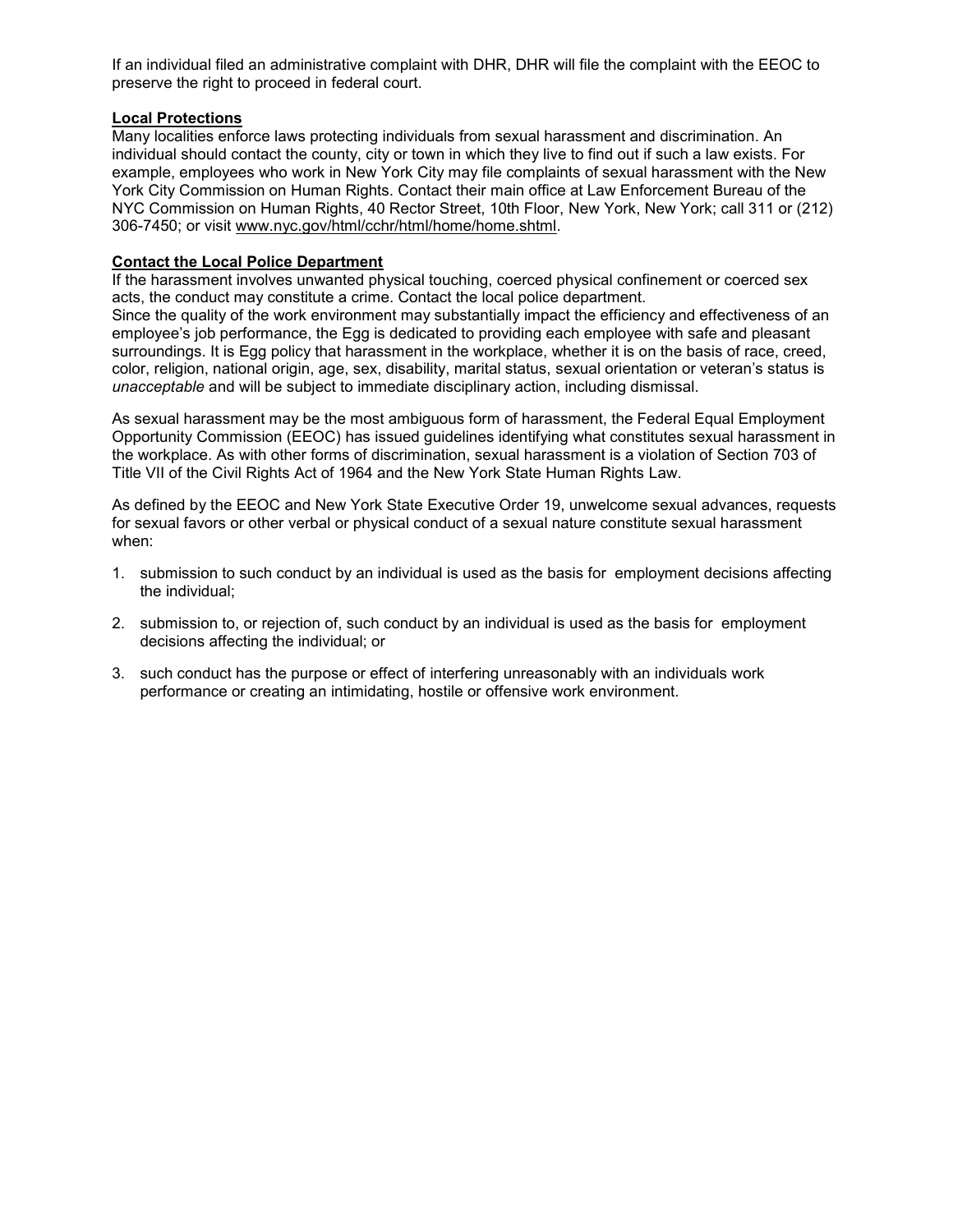If an individual filed an administrative complaint with DHR, DHR will file the complaint with the EEOC to preserve the right to proceed in federal court.

**Local Protections**

Many localities enforce laws protecting individuals from sexual harassment and discrimination. An individual should contact the county, city or town in which they live to find out if such a law exists. For example, employees who work in New York City may file complaints of sexual harassment with the New York City Commission on Human Rights. Contact their main office at Law Enforcement Bureau of the NYC Commission on Human Rights, 40 Rector Street, 10th Floor, New York, New York; call 311 or (212) 306-7450; or visit www.nyc.gov/html/cchr/html/home/home.shtml.

**Contact the Local Police Department**

If the harassment involves unwanted physical touching, coerced physical confinement or coerced sex acts, the conduct may constitute a crime. Contact the local police department.

Since the quality of the work environment may substantially impact the efficiency and effectiveness of an employee's job performance, the Egg is dedicated to providing each employee with safe and pleasant surroundings. It is Egg policy that harassment in the workplace, whether it is on the basis of race, creed, color, religion, national origin, age, sex, disability, marital status, sexual orientation or veteran's status is *unacceptable* and will be subject to immediate disciplinary action, including dismissal.

As sexual harassment may be the most ambiguous form of harassment, the Federal Equal Employment Opportunity Commission (EEOC) has issued guidelines identifying what constitutes sexual harassment in the workplace. As with other forms of discrimination, sexual harassment is a violation of Section 703 of Title VII of the Civil Rights Act of 1964 and the New York State Human Rights Law.

As defined by the EEOC and New York State Executive Order 19, unwelcome sexual advances, requests for sexual favors or other verbal or physical conduct of a sexual nature constitute sexual harassment when:

1. submission to such conduct by an individual is used as the basis for employment decisions affecting the individual;
2. submission to, or rejection of, such conduct by an individual is used as the basis for employment decisions affecting the individual; or
3. such conduct has the purpose or effect of interfering unreasonably with an individuals work performance or creating an intimidating, hostile or offensive work environment.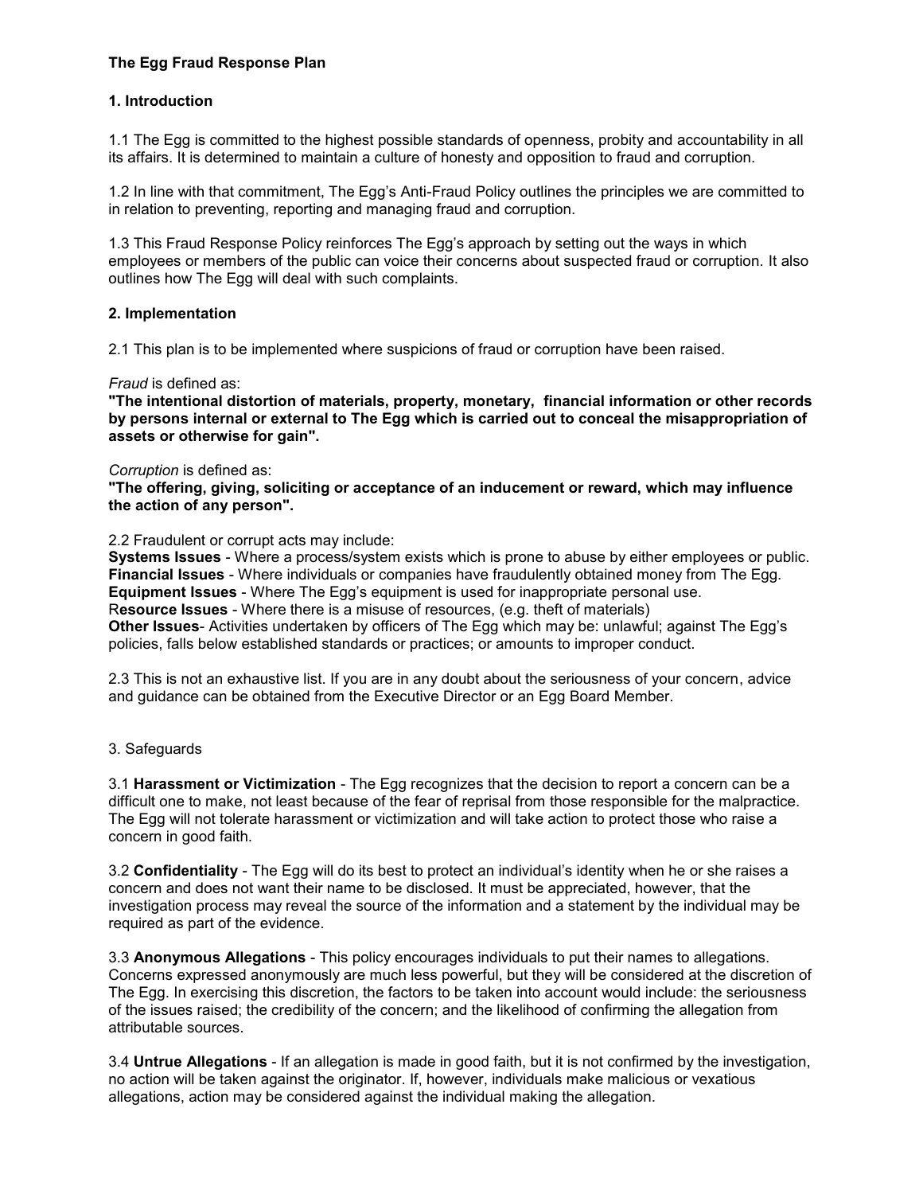**The Egg Fraud Response Plan**

**1. Introduction**

1.1 The Egg is committed to the highest possible standards of openness, probity and accountability in all its affairs. It is determined to maintain a culture of honesty and opposition to fraud and corruption.

1.2 In line with that commitment, The Egg's Anti-Fraud Policy outlines the principles we are committed to in relation to preventing, reporting and managing fraud and corruption.

1.3 This Fraud Response Policy reinforces The Egg's approach by setting out the ways in which employees or members of the public can voice their concerns about suspected fraud or corruption. It also outlines how The Egg will deal with such complaints.

**2. Implementation**

2.1 This plan is to be implemented where suspicions of fraud or corruption have been raised.

*Fraud* is defined as:
**"The intentional distortion of materials, property, monetary, financial information or other records by persons internal or external to The Egg which is carried out to conceal the misappropriation of assets or otherwise for gain".**

*Corruption* is defined as:
**"The offering, giving, soliciting or acceptance of an inducement or reward, which may influence the action of any person".**

2.2 Fraudulent or corrupt acts may include:
**Systems Issues** - Where a process/system exists which is prone to abuse by either employees or public.
**Financial Issues** - Where individuals or companies have fraudulently obtained money from The Egg.
**Equipment Issues** - Where The Egg's equipment is used for inappropriate personal use.
R**esource Issues** - Where there is a misuse of resources, (e.g. theft of materials)
**Other Issues**- Activities undertaken by officers of The Egg which may be: unlawful; against The Egg's policies, falls below established standards or practices; or amounts to improper conduct.

2.3 This is not an exhaustive list. If you are in any doubt about the seriousness of your concern, advice and guidance can be obtained from the Executive Director or an Egg Board Member.

3. Safeguards

3.1 **Harassment or Victimization** - The Egg recognizes that the decision to report a concern can be a difficult one to make, not least because of the fear of reprisal from those responsible for the malpractice. The Egg will not tolerate harassment or victimization and will take action to protect those who raise a concern in good faith.

3.2 **Confidentiality** - The Egg will do its best to protect an individual's identity when he or she raises a concern and does not want their name to be disclosed. It must be appreciated, however, that the investigation process may reveal the source of the information and a statement by the individual may be required as part of the evidence.

3.3 **Anonymous Allegations** - This policy encourages individuals to put their names to allegations. Concerns expressed anonymously are much less powerful, but they will be considered at the discretion of The Egg. In exercising this discretion, the factors to be taken into account would include: the seriousness of the issues raised; the credibility of the concern; and the likelihood of confirming the allegation from attributable sources.

3.4 **Untrue Allegations** - If an allegation is made in good faith, but it is not confirmed by the investigation, no action will be taken against the originator. If, however, individuals make malicious or vexatious allegations, action may be considered against the individual making the allegation.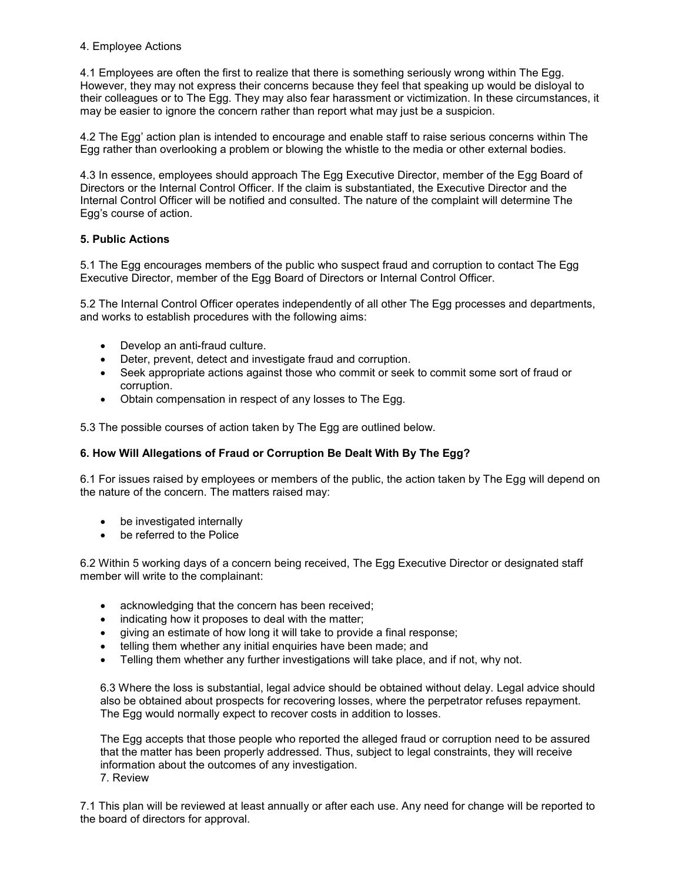4. Employee Actions

4.1 Employees are often the first to realize that there is something seriously wrong within The Egg. However, they may not express their concerns because they feel that speaking up would be disloyal to their colleagues or to The Egg. They may also fear harassment or victimization. In these circumstances, it may be easier to ignore the concern rather than report what may just be a suspicion.

4.2 The Egg' action plan is intended to encourage and enable staff to raise serious concerns within The Egg rather than overlooking a problem or blowing the whistle to the media or other external bodies.

4.3 In essence, employees should approach The Egg Executive Director, member of the Egg Board of Directors or the Internal Control Officer. If the claim is substantiated, the Executive Director and the Internal Control Officer will be notified and consulted. The nature of the complaint will determine The Egg's course of action.

**5. Public Actions**

5.1 The Egg encourages members of the public who suspect fraud and corruption to contact The Egg Executive Director, member of the Egg Board of Directors or Internal Control Officer.

5.2 The Internal Control Officer operates independently of all other The Egg processes and departments, and works to establish procedures with the following aims:

- Develop an anti-fraud culture.
- Deter, prevent, detect and investigate fraud and corruption.
- Seek appropriate actions against those who commit or seek to commit some sort of fraud or corruption.
- Obtain compensation in respect of any losses to The Egg.

5.3 The possible courses of action taken by The Egg are outlined below.

**6. How Will Allegations of Fraud or Corruption Be Dealt With By The Egg?**

6.1 For issues raised by employees or members of the public, the action taken by The Egg will depend on the nature of the concern. The matters raised may:

- be investigated internally
- be referred to the Police

6.2 Within 5 working days of a concern being received, The Egg Executive Director or designated staff member will write to the complainant:

- acknowledging that the concern has been received;
- indicating how it proposes to deal with the matter;
- giving an estimate of how long it will take to provide a final response;
- telling them whether any initial enquiries have been made; and
- Telling them whether any further investigations will take place, and if not, why not.

6.3 Where the loss is substantial, legal advice should be obtained without delay. Legal advice should also be obtained about prospects for recovering losses, where the perpetrator refuses repayment. The Egg would normally expect to recover costs in addition to losses.

The Egg accepts that those people who reported the alleged fraud or corruption need to be assured that the matter has been properly addressed. Thus, subject to legal constraints, they will receive information about the outcomes of any investigation.

7. Review

7.1 This plan will be reviewed at least annually or after each use. Any need for change will be reported to the board of directors for approval.